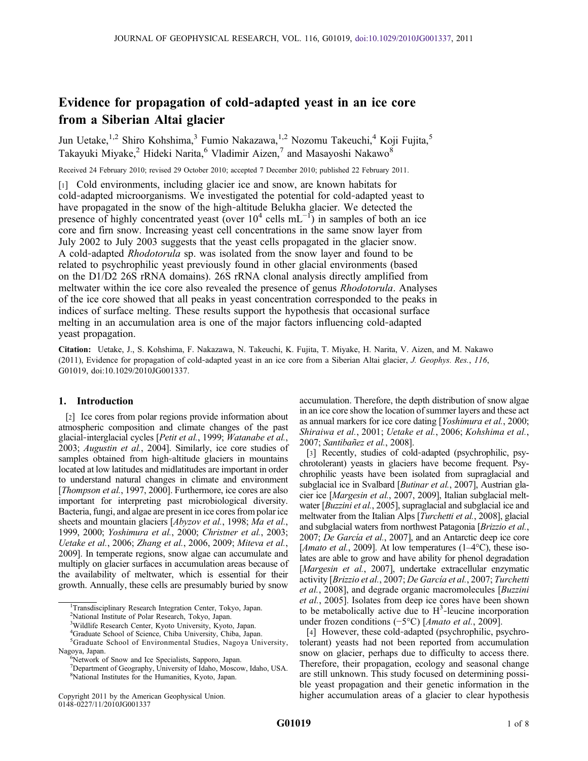# Evidence for propagation of cold-adapted yeast in an ice core from a Siberian Altai glacier

Jun Uetake,[1,2] Shiro Kohshima,[3] Fumio Nakazawa,[1,2] Nozomu Takeuchi,[4] Koji Fujita,[5] Takayuki Miyake,[2] Hideki Narita,[6] Vladimir Aizen,[7] and Masayoshi Nakawo[8]

Received 24 February 2010; revised 29 October 2010; accepted 7 December 2010; published 22 February 2011.

[1] Cold environments, including glacier ice and snow, are known habitats for cold-adapted microorganisms. We investigated the potential for cold-adapted yeast to have propagated in the snow of the high-altitude Belukha glacier. We detected the presence of highly concentrated yeast (over $10^4$ cells $mL^{-1}$) in samples of both an ice core and firn snow. Increasing yeast cell concentrations in the same snow layer from July 2002 to July 2003 suggests that the yeast cells propagated in the glacier snow. A cold-adapted *Rhodotorula* sp. was isolated from the snow layer and found to be related to psychrophilic yeast previously found in other glacial environments (based on the D1/D2 26S rRNA domains). 26S rRNA clonal analysis directly amplified from meltwater within the ice core also revealed the presence of genus *Rhodotorula*. Analyses of the ice core showed that all peaks in yeast concentration corresponded to the peaks in indices of surface melting. These results support the hypothesis that occasional surface melting in an accumulation area is one of the major factors influencing cold-adapted yeast propagation.

**Citation:** Uetake, J., S. Kohshima, F. Nakazawa, N. Takeuchi, K. Fujita, T. Miyake, H. Narita, V. Aizen, and M. Nakawo (2011), Evidence for propagation of cold-adapted yeast in an ice core from a Siberian Altai glacier, *J. Geophys. Res.*, *116*, G01019, doi:10.1029/2010JG001337.

## 1. Introduction

[2] Ice cores from polar regions provide information about atmospheric composition and climate changes of the past glacial-interglacial cycles [*Petit et al.*, 1999; *Watanabe et al.*, 2003; *Augustin et al.*, 2004]. Similarly, ice core studies of samples obtained from high-altitude glaciers in mountains located at low latitudes and midlatitudes are important in order to understand natural changes in climate and environment [*Thompson et al.*, 1997, 2000]. Furthermore, ice cores are also important for interpreting past microbiological diversity. Bacteria, fungi, and algae are present in ice cores from polar ice sheets and mountain glaciers [*Abyzov et al.*, 1998; *Ma et al.*, 1999, 2000; *Yoshimura et al.*, 2000; *Christner et al.*, 2003; *Uetake et al.*, 2006; *Zhang et al.*, 2006, 2009; *Miteva et al.*, 2009]. In temperate regions, snow algae can accumulate and multiply on glacier surfaces in accumulation areas because of the availability of meltwater, which is essential for their growth. Annually, these cells are presumably buried by snow accumulation. Therefore, the depth distribution of snow algae in an ice core show the location of summer layers and these act as annual markers for ice core dating [*Yoshimura et al.*, 2000; *Shiraiwa et al.*, 2001; *Uetake et al.*, 2006; *Kohshima et al.*, 2007; *Santibañez et al.*, 2008].

[3] Recently, studies of cold-adapted (psychrophilic, psychrotolerant) yeasts in glaciers have become frequent. Psychrophilic yeasts have been isolated from supraglacial and subglacial ice in Svalbard [*Butinar et al.*, 2007], Austrian glacier ice [*Margesin et al.*, 2007, 2009], Italian subglacial meltwater [*Buzzini et al.*, 2005], supraglacial and subglacial ice and meltwater from the Italian Alps [*Turchetti et al.*, 2008], glacial and subglacial waters from northwest Patagonia [*Brizzio et al.*, 2007; *De García et al.*, 2007], and an Antarctic deep ice core [*Amato et al.*, 2009]. At low temperatures (1–4°C), these isolates are able to grow and have ability for phenol degradation [*Margesin et al.*, 2007], undertake extracellular enzymatic activity [*Brizzio et al.*, 2007; *De García et al.*, 2007; *Turchetti et al.*, 2008], and degrade organic macromolecules [*Buzzini et al.*, 2005]. Isolates from deep ice cores have been shown to be metabolically active due to $H^3$-leucine incorporation under frozen conditions (−5°C) [*Amato et al.*, 2009].

[4] However, these cold-adapted (psychrophilic, psychrotolerant) yeasts had not been reported from accumulation snow on glacier, perhaps due to difficulty to access there. Therefore, their propagation, ecology and seasonal change are still unknown. This study focused on determining possible yeast propagation and their genetic information in the higher accumulation areas of a glacier to clear hypothesis

---

[1]Transdisciplinary Research Integration Center, Tokyo, Japan.
[2]National Institute of Polar Research, Tokyo, Japan.
[3]Wildlife Research Center, Kyoto University, Kyoto, Japan.
[4]Graduate School of Science, Chiba University, Chiba, Japan.
[5]Graduate School of Environmental Studies, Nagoya University, Nagoya, Japan.
[6]Network of Snow and Ice Specialists, Sapporo, Japan.
[7]Department of Geography, University of Idaho, Moscow, Idaho, USA.
[8]National Institutes for the Humanities, Kyoto, Japan.

Copyright 2011 by the American Geophysical Union.
0148-0227/11/2010JG001337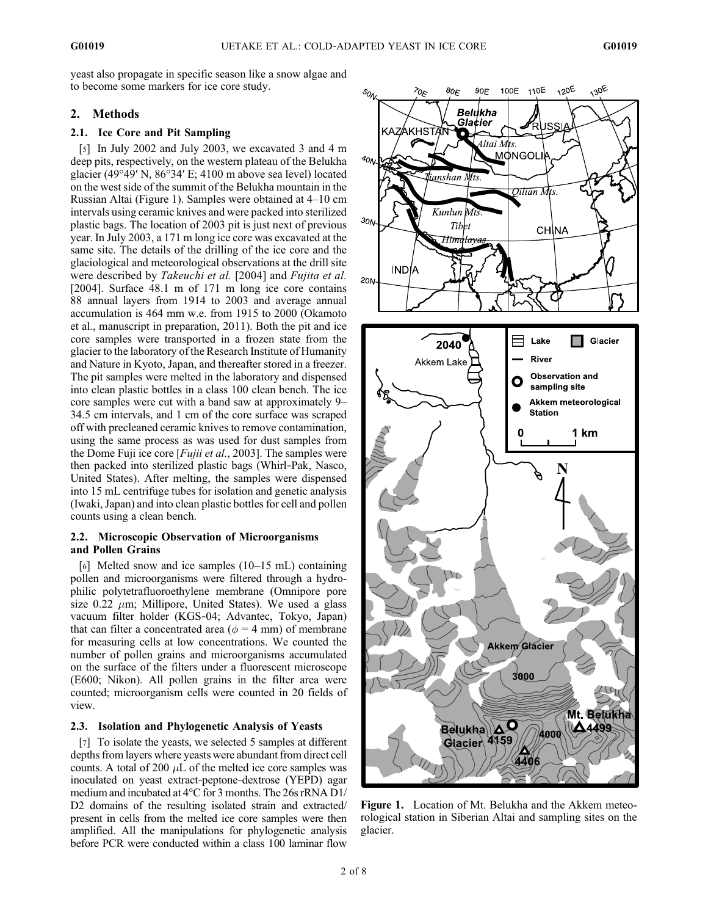yeast also propagate in specific season like a snow algae and to become some markers for ice core study.

## 2. Methods

### 2.1. Ice Core and Pit Sampling

[5] In July 2002 and July 2003, we excavated 3 and 4 m deep pits, respectively, on the western plateau of the Belukha glacier (49°49′ N, 86°34′ E; 4100 m above sea level) located on the west side of the summit of the Belukha mountain in the Russian Altai (Figure 1). Samples were obtained at 4–10 cm intervals using ceramic knives and were packed into sterilized plastic bags. The location of 2003 pit is just next of previous year. In July 2003, a 171 m long ice core was excavated at the same site. The details of the drilling of the ice core and the glaciological and meteorological observations at the drill site were described by *Takeuchi et al.* [2004] and *Fujita et al.* [2004]. Surface 48.1 m of 171 m long ice core contains 88 annual layers from 1914 to 2003 and average annual accumulation is 464 mm w.e. from 1915 to 2000 (Okamoto et al., manuscript in preparation, 2011). Both the pit and ice core samples were transported in a frozen state from the glacier to the laboratory of the Research Institute of Humanity and Nature in Kyoto, Japan, and thereafter stored in a freezer. The pit samples were melted in the laboratory and dispensed into clean plastic bottles in a class 100 clean bench. The ice core samples were cut with a band saw at approximately 9–34.5 cm intervals, and 1 cm of the core surface was scraped off with precleaned ceramic knives to remove contamination, using the same process as was used for dust samples from the Dome Fuji ice core [*Fujii et al.*, 2003]. The samples were then packed into sterilized plastic bags (Whirl-Pak, Nasco, United States). After melting, the samples were dispensed into 15 mL centrifuge tubes for isolation and genetic analysis (Iwaki, Japan) and into clean plastic bottles for cell and pollen counts using a clean bench.

### 2.2. Microscopic Observation of Microorganisms and Pollen Grains

[6] Melted snow and ice samples (10–15 mL) containing pollen and microorganisms were filtered through a hydrophilic polytetrafluoroethylene membrane (Omnipore pore size 0.22 $\mu$m; Millipore, United States). We used a glass vacuum filter holder (KGS-04; Advantec, Tokyo, Japan) that can filter a concentrated area ($\phi$ = 4 mm) of membrane for measuring cells at low concentrations. We counted the number of pollen grains and microorganisms accumulated on the surface of the filters under a fluorescent microscope (E600; Nikon). All pollen grains in the filter area were counted; microorganism cells were counted in 20 fields of view.

### 2.3. Isolation and Phylogenetic Analysis of Yeasts

[7] To isolate the yeasts, we selected 5 samples at different depths from layers where yeasts were abundant from direct cell counts. A total of 200 $\mu$L of the melted ice core samples was inoculated on yeast extract-peptone-dextrose (YEPD) agar medium and incubated at 4°C for 3 months. The 26s rRNA D1/D2 domains of the resulting isolated strain and extracted/present in cells from the melted ice core samples were then amplified. All the manipulations for phylogenetic analysis before PCR were conducted within a class 100 laminar flow

Figure 1. Location of Mt. Belukha and the Akkem meteorological station in Siberian Altai and sampling sites on the glacier.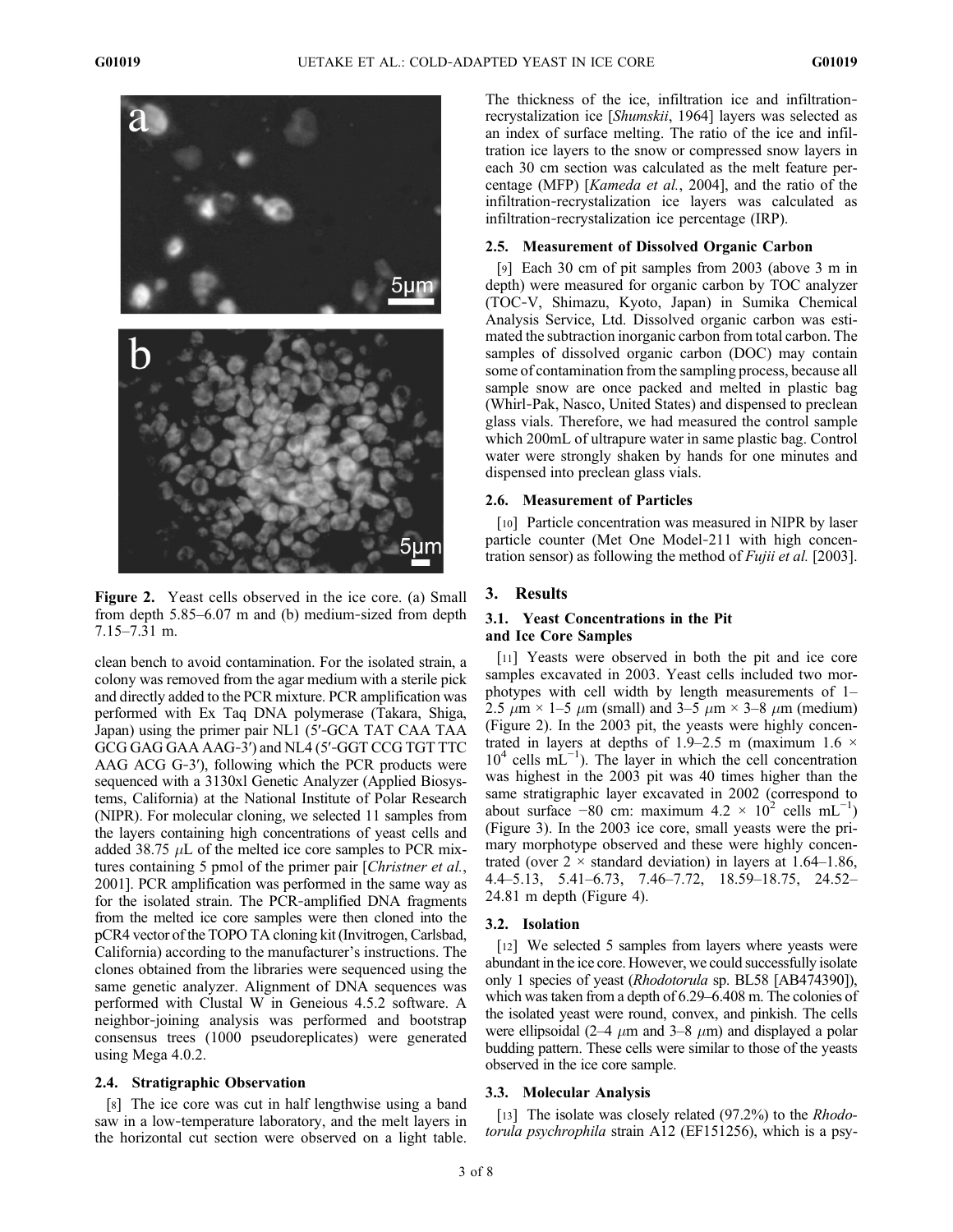Figure 2. Yeast cells observed in the ice core. (a) Small from depth 5.85–6.07 m and (b) medium-sized from depth 7.15–7.31 m.

clean bench to avoid contamination. For the isolated strain, a colony was removed from the agar medium with a sterile pick and directly added to the PCR mixture. PCR amplification was performed with Ex Taq DNA polymerase (Takara, Shiga, Japan) using the primer pair NL1 (5′-GCA TAT CAA TAA GCG GAG GAA AAG-3′) and NL4 (5′-GGT CCG TGT TTC AAG ACG G-3′), following which the PCR products were sequenced with a 3130xl Genetic Analyzer (Applied Biosystems, California) at the National Institute of Polar Research (NIPR). For molecular cloning, we selected 11 samples from the layers containing high concentrations of yeast cells and added 38.75 $\mu$L of the melted ice core samples to PCR mixtures containing 5 pmol of the primer pair [*Christner et al.*, 2001]. PCR amplification was performed in the same way as for the isolated strain. The PCR-amplified DNA fragments from the melted ice core samples were then cloned into the pCR4 vector of the TOPO TA cloning kit (Invitrogen, Carlsbad, California) according to the manufacturer's instructions. The clones obtained from the libraries were sequenced using the same genetic analyzer. Alignment of DNA sequences was performed with Clustal W in Geneious 4.5.2 software. A neighbor-joining analysis was performed and bootstrap consensus trees (1000 pseudoreplicates) were generated using Mega 4.0.2.

### 2.4. Stratigraphic Observation

[8] The ice core was cut in half lengthwise using a band saw in a low-temperature laboratory, and the melt layers in the horizontal cut section were observed on a light table. The thickness of the ice, infiltration ice and infiltration-recrystalization ice [*Shumskii*, 1964] layers was selected as an index of surface melting. The ratio of the ice and infiltration ice layers to the snow or compressed snow layers in each 30 cm section was calculated as the melt feature percentage (MFP) [*Kameda et al.*, 2004], and the ratio of the infiltration-recrystalization ice layers was calculated as infiltration-recrystalization ice percentage (IRP).

### 2.5. Measurement of Dissolved Organic Carbon

[9] Each 30 cm of pit samples from 2003 (above 3 m in depth) were measured for organic carbon by TOC analyzer (TOC-V, Shimazu, Kyoto, Japan) in Sumika Chemical Analysis Service, Ltd. Dissolved organic carbon was estimated the subtraction inorganic carbon from total carbon. The samples of dissolved organic carbon (DOC) may contain some of contamination from the sampling process, because all sample snow are once packed and melted in plastic bag (Whirl-Pak, Nasco, United States) and dispensed to preclean glass vials. Therefore, we had measured the control sample which 200mL of ultrapure water in same plastic bag. Control water were strongly shaken by hands for one minutes and dispensed into preclean glass vials.

### 2.6. Measurement of Particles

[10] Particle concentration was measured in NIPR by laser particle counter (Met One Model-211 with high concentration sensor) as following the method of *Fujii et al.* [2003].

## 3. Results

### 3.1. Yeast Concentrations in the Pit and Ice Core Samples

[11] Yeasts were observed in both the pit and ice core samples excavated in 2003. Yeast cells included two morphotypes with cell width by length measurements of 1–2.5 $\mu$m × 1–5 $\mu$m (small) and 3–5 $\mu$m × 3–8 $\mu$m (medium) (Figure 2). In the 2003 pit, the yeasts were highly concentrated in layers at depths of 1.9–2.5 m (maximum $1.6 \times 10^4$ cells $mL^{-1}$). The layer in which the cell concentration was highest in the 2003 pit was 40 times higher than the same stratigraphic layer excavated in 2002 (correspond to about surface −80 cm: maximum $4.2 \times 10^2$ cells $mL^{-1}$) (Figure 3). In the 2003 ice core, small yeasts were the primary morphotype observed and these were highly concentrated (over 2 × standard deviation) in layers at 1.64–1.86, 4.4–5.13, 5.41–6.73, 7.46–7.72, 18.59–18.75, 24.52–24.81 m depth (Figure 4).

### 3.2. Isolation

[12] We selected 5 samples from layers where yeasts were abundant in the ice core. However, we could successfully isolate only 1 species of yeast (*Rhodotorula* sp. BL58 [AB474390]), which was taken from a depth of 6.29–6.408 m. The colonies of the isolated yeast were round, convex, and pinkish. The cells were ellipsoidal (2–4 $\mu$m and 3–8 $\mu$m) and displayed a polar budding pattern. These cells were similar to those of the yeasts observed in the ice core sample.

### 3.3. Molecular Analysis

[13] The isolate was closely related (97.2%) to the *Rhodotorula psychrophila* strain A12 (EF151256), which is a psy-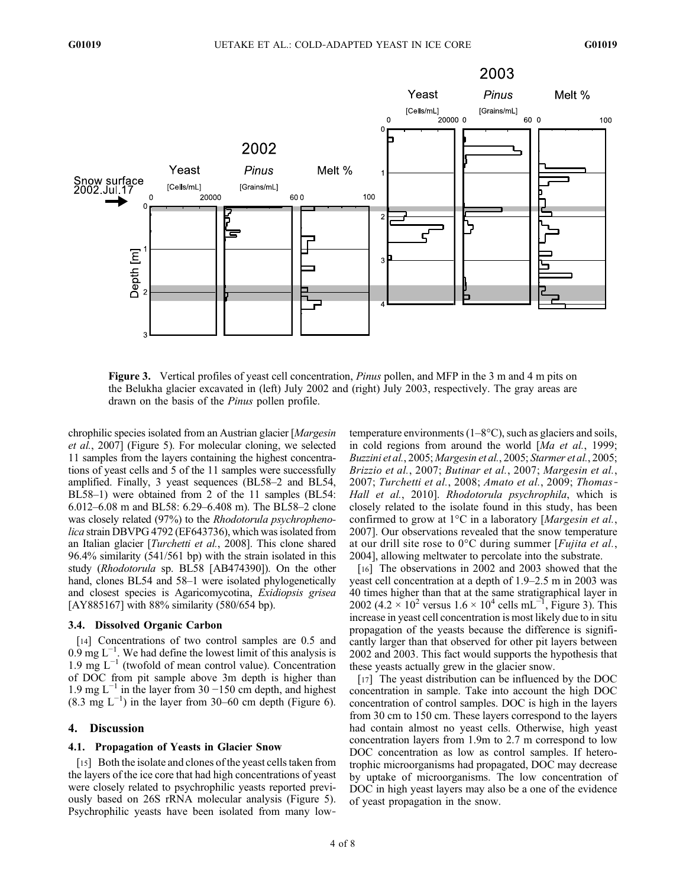**Figure 3.** Vertical profiles of yeast cell concentration, *Pinus* pollen, and MFP in the 3 m and 4 m pits on the Belukha glacier excavated in (left) July 2002 and (right) July 2003, respectively. The gray areas are drawn on the basis of the *Pinus* pollen profile.

chrophilic species isolated from an Austrian glacier [*Margesin et al.*, 2007] (Figure 5). For molecular cloning, we selected 11 samples from the layers containing the highest concentrations of yeast cells and 5 of the 11 samples were successfully amplified. Finally, 3 yeast sequences (BL58–2 and BL54, BL58–1) were obtained from 2 of the 11 samples (BL54: 6.012–6.08 m and BL58: 6.29–6.408 m). The BL58–2 clone was closely related (97%) to the *Rhodotorula psychrophenolica* strain DBVPG 4792 (EF643736), which was isolated from an Italian glacier [*Turchetti et al.*, 2008]. This clone shared 96.4% similarity (541/561 bp) with the strain isolated in this study (*Rhodotorula* sp. BL58 [AB474390]). On the other hand, clones BL54 and 58–1 were isolated phylogenetically and closest species is Agaricomycotina, *Exidiopsis grisea* [AY885167] with 88% similarity (580/654 bp).

### 3.4. Dissolved Organic Carbon

[14] Concentrations of two control samples are 0.5 and 0.9 mg $L^{-1}$. We had define the lowest limit of this analysis is 1.9 mg $L^{-1}$ (twofold of mean control value). Concentration of DOC from pit sample above 3m depth is higher than 1.9 mg $L^{-1}$ in the layer from 30 −150 cm depth, and highest (8.3 mg $L^{-1}$) in the layer from 30–60 cm depth (Figure 6).

## 4. Discussion

### 4.1. Propagation of Yeasts in Glacier Snow

[15] Both the isolate and clones of the yeast cells taken from the layers of the ice core that had high concentrations of yeast were closely related to psychrophilic yeasts reported previously based on 26S rRNA molecular analysis (Figure 5). Psychrophilic yeasts have been isolated from many low-temperature environments (1–8°C), such as glaciers and soils, in cold regions from around the world [*Ma et al.*, 1999; *Buzzini et al.*, 2005; *Margesin et al.*, 2005; *Starmer et al.*, 2005; *Brizzio et al.*, 2007; *Butinar et al.*, 2007; *Margesin et al.*, 2007; *Turchetti et al.*, 2008; *Amato et al.*, 2009; *Thomas-Hall et al.*, 2010]. *Rhodotorula psychrophila*, which is closely related to the isolate found in this study, has been confirmed to grow at 1°C in a laboratory [*Margesin et al.*, 2007]. Our observations revealed that the snow temperature at our drill site rose to 0°C during summer [*Fujita et al.*, 2004], allowing meltwater to percolate into the substrate.

[16] The observations in 2002 and 2003 showed that the yeast cell concentration at a depth of 1.9–2.5 m in 2003 was 40 times higher than that at the same stratigraphical layer in 2002 ($4.2 \times 10^2$ versus $1.6 \times 10^4$ cells $mL^{-1}$, Figure 3). This increase in yeast cell concentration is most likely due to in situ propagation of the yeasts because the difference is significantly larger than that observed for other pit layers between 2002 and 2003. This fact would supports the hypothesis that these yeasts actually grew in the glacier snow.

[17] The yeast distribution can be influenced by the DOC concentration in sample. Take into account the high DOC concentration of control samples. DOC is high in the layers from 30 cm to 150 cm. These layers correspond to the layers had contain almost no yeast cells. Otherwise, high yeast concentration layers from 1.9m to 2.7 m correspond to low DOC concentration as low as control samples. If heterotrophic microorganisms had propagated, DOC may decrease by uptake of microorganisms. The low concentration of DOC in high yeast layers may also be a one of the evidence of yeast propagation in the snow.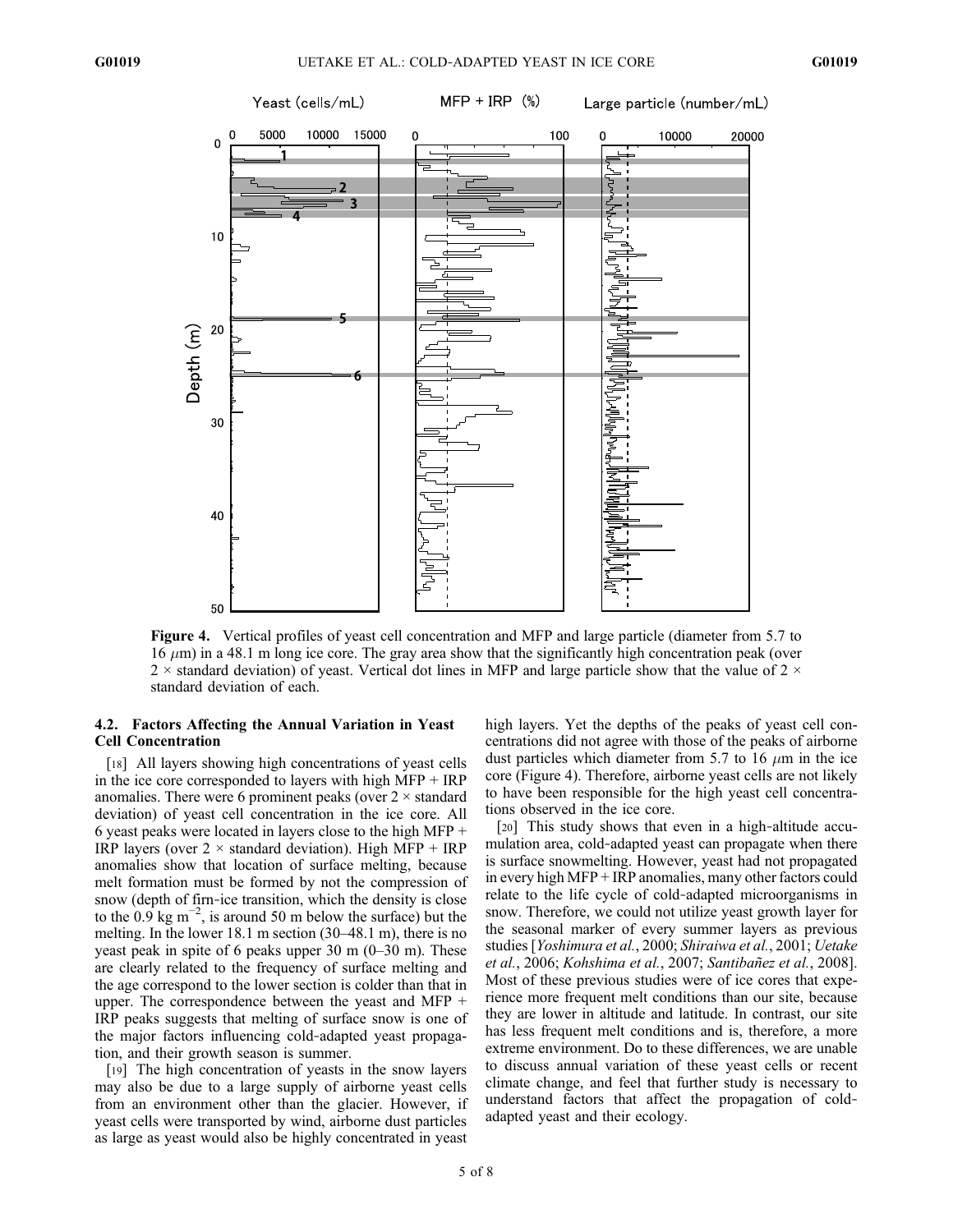**Figure 4.** Vertical profiles of yeast cell concentration and MFP and large particle (diameter from 5.7 to 16 $\mu$m) in a 48.1 m long ice core. The gray area show that the significantly high concentration peak (over 2 × standard deviation) of yeast. Vertical dot lines in MFP and large particle show that the value of 2 × standard deviation of each.

### 4.2. Factors Affecting the Annual Variation in Yeast Cell Concentration

[18] All layers showing high concentrations of yeast cells in the ice core corresponded to layers with high MFP + IRP anomalies. There were 6 prominent peaks (over 2 × standard deviation) of yeast cell concentration in the ice core. All 6 yeast peaks were located in layers close to the high MFP + IRP layers (over 2 × standard deviation). High MFP + IRP anomalies show that location of surface melting, because melt formation must be formed by not the compression of snow (depth of firn-ice transition, which the density is close to the 0.9 kg m$^{-2}$, is around 50 m below the surface) but the melting. In the lower 18.1 m section (30–48.1 m), there is no yeast peak in spite of 6 peaks upper 30 m (0–30 m). These are clearly related to the frequency of surface melting and the age correspond to the lower section is colder than that in upper. The correspondence between the yeast and MFP + IRP peaks suggests that melting of surface snow is one of the major factors influencing cold-adapted yeast propagation, and their growth season is summer.

[19] The high concentration of yeasts in the snow layers may also be due to a large supply of airborne yeast cells from an environment other than the glacier. However, if yeast cells were transported by wind, airborne dust particles as large as yeast would also be highly concentrated in yeast high layers. Yet the depths of the peaks of yeast cell concentrations did not agree with those of the peaks of airborne dust particles which diameter from 5.7 to 16 $\mu$m in the ice core (Figure 4). Therefore, airborne yeast cells are not likely to have been responsible for the high yeast cell concentrations observed in the ice core.

[20] This study shows that even in a high-altitude accumulation area, cold-adapted yeast can propagate when there is surface snowmelting. However, yeast had not propagated in every high MFP + IRP anomalies, many other factors could relate to the life cycle of cold-adapted microorganisms in snow. Therefore, we could not utilize yeast growth layer for the seasonal marker of every summer layers as previous studies [*Yoshimura et al.*, 2000; *Shiraiwa et al.*, 2001; *Uetake et al.*, 2006; *Kohshima et al.*, 2007; *Santibañez et al.*, 2008]. Most of these previous studies were of ice cores that experience more frequent melt conditions than our site, because they are lower in altitude and latitude. In contrast, our site has less frequent melt conditions and is, therefore, a more extreme environment. Do to these differences, we are unable to discuss annual variation of these yeast cells or recent climate change, and feel that further study is necessary to understand factors that affect the propagation of cold-adapted yeast and their ecology.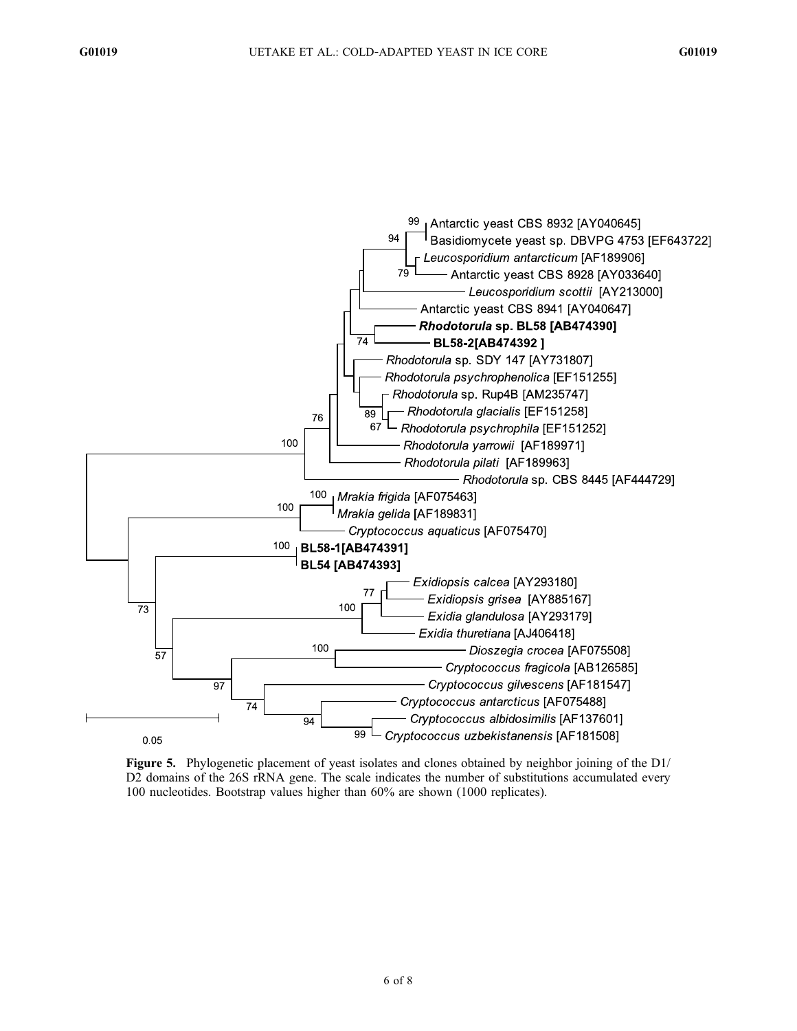**Figure 5.** Phylogenetic placement of yeast isolates and clones obtained by neighbor joining of the D1/D2 domains of the 26S rRNA gene. The scale indicates the number of substitutions accumulated every 100 nucleotides. Bootstrap values higher than 60% are shown (1000 replicates).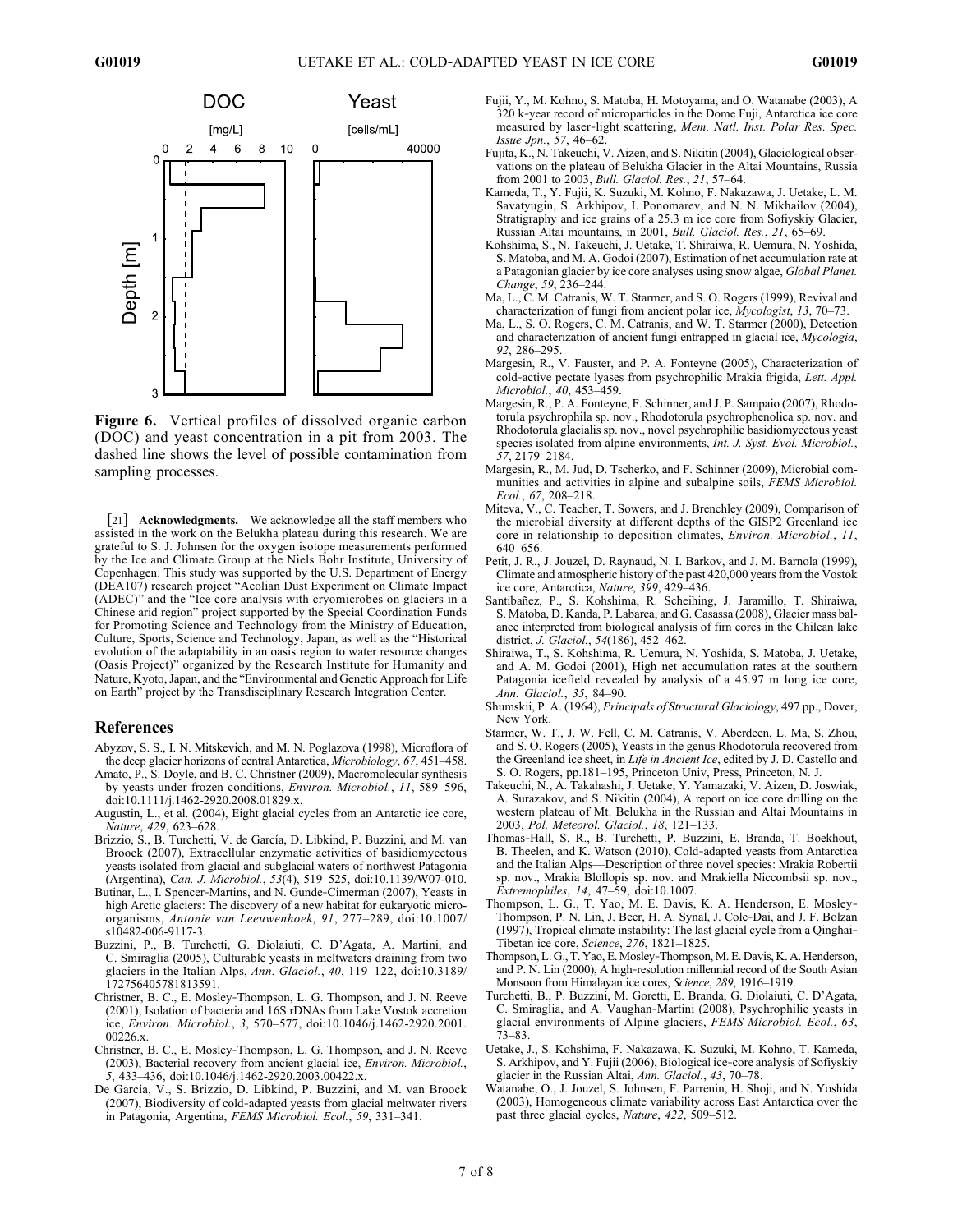Figure 6. Vertical profiles of dissolved organic carbon (DOC) and yeast concentration in a pit from 2003. The dashed line shows the level of possible contamination from sampling processes.

[21] **Acknowledgments.** We acknowledge all the staff members who assisted in the work on the Belukha plateau during this research. We are grateful to S. J. Johnsen for the oxygen isotope measurements performed by the Ice and Climate Group at the Niels Bohr Institute, University of Copenhagen. This study was supported by the U.S. Department of Energy (DEA107) research project "Aeolian Dust Experiment on Climate Impact (ADEC)" and the "Ice core analysis with cryomicrobes on glaciers in a Chinese arid region" project supported by the Special Coordination Funds for Promoting Science and Technology from the Ministry of Education, Culture, Sports, Science and Technology, Japan, as well as the "Historical evolution of the adaptability in an oasis region to water resource changes (Oasis Project)" organized by the Research Institute for Humanity and Nature, Kyoto, Japan, and the "Environmental and Genetic Approach for Life on Earth" project by the Transdisciplinary Research Integration Center.

## References

Abyzov, S. S., I. N. Mitskevich, and M. N. Poglazova (1998), Microflora of the deep glacier horizons of central Antarctica, *Microbiology*, *67*, 451–458.

Amato, P., S. Doyle, and B. C. Christner (2009), Macromolecular synthesis by yeasts under frozen conditions, *Environ. Microbiol.*, *11*, 589–596, doi:10.1111/j.1462-2920.2008.01829.x.

Augustin, L., et al. (2004), Eight glacial cycles from an Antarctic ice core, *Nature*, *429*, 623–628.

Brizzio, S., B. Turchetti, V. de García, D. Libkind, P. Buzzini, and M. van Broock (2007), Extracellular enzymatic activities of basidiomycetous yeasts isolated from glacial and subglacial waters of northwest Patagonia (Argentina), *Can. J. Microbiol.*, *53*(4), 519–525, doi:10.1139/W07-010.

Butinar, L., I. Spencer-Martins, and N. Gunde-Cimerman (2007), Yeasts in high Arctic glaciers: The discovery of a new habitat for eukaryotic microorganisms, *Antonie van Leeuwenhoek*, *91*, 277–289, doi:10.1007/s10482-006-9117-3.

Buzzini, P., B. Turchetti, G. Diolaiuti, C. D'Agata, A. Martini, and C. Smiraglia (2005), Culturable yeasts in meltwaters draining from two glaciers in the Italian Alps, *Ann. Glaciol.*, *40*, 119–122, doi:10.3189/172756405781813591.

Christner, B. C., E. Mosley-Thompson, L. G. Thompson, and J. N. Reeve (2001), Isolation of bacteria and 16S rDNAs from Lake Vostok accretion ice, *Environ. Microbiol.*, *3*, 570–577, doi:10.1046/j.1462-2920.2001.00226.x.

Christner, B. C., E. Mosley-Thompson, L. G. Thompson, and J. N. Reeve (2003), Bacterial recovery from ancient glacial ice, *Environ. Microbiol.*, *5*, 433–436, doi:10.1046/j.1462-2920.2003.00422.x.

De García, V., S. Brizzio, D. Libkind, P. Buzzini, and M. van Broock (2007), Biodiversity of cold-adapted yeasts from glacial meltwater rivers in Patagonia, Argentina, *FEMS Microbiol. Ecol.*, *59*, 331–341.

Fujii, Y., M. Kohno, S. Matoba, H. Motoyama, and O. Watanabe (2003), A 320 k-year record of microparticles in the Dome Fuji, Antarctica ice core measured by laser-light scattering, *Mem. Natl. Inst. Polar Res. Spec. Issue Jpn.*, *57*, 46–62.

Fujita, K., N. Takeuchi, V. Aizen, and S. Nikitin (2004), Glaciological observations on the plateau of Belukha Glacier in the Altai Mountains, Russia from 2001 to 2003, *Bull. Glaciol. Res.*, *21*, 57–64.

Kameda, T., Y. Fujii, K. Suzuki, M. Kohno, F. Nakazawa, J. Uetake, L. M. Savatyugin, S. Arkhipov, I. Ponomarev, and N. N. Mikhailov (2004), Stratigraphy and ice grains of a 25.3 m ice core from Sofiyskiy Glacier, Russian Altai mountains, in 2001, *Bull. Glaciol. Res.*, *21*, 65–69.

Kohshima, S., N. Takeuchi, J. Uetake, T. Shiraiwa, R. Uemura, N. Yoshida, S. Matoba, and M. A. Godoi (2007), Estimation of net accumulation rate at a Patagonian glacier by ice core analyses using snow algae, *Global Planet. Change*, *59*, 236–244.

Ma, L., C. M. Catranis, W. T. Starmer, and S. O. Rogers (1999), Revival and characterization of fungi from ancient polar ice, *Mycologist*, *13*, 70–73.

Ma, L., S. O. Rogers, C. M. Catranis, and W. T. Starmer (2000), Detection and characterization of ancient fungi entrapped in glacial ice, *Mycologia*, *92*, 286–295.

Margesin, R., V. Fauster, and P. A. Fonteyne (2005), Characterization of cold-active pectate lyases from psychrophilic Mrakia frigida, *Lett. Appl. Microbiol.*, *40*, 453–459.

Margesin, R., P. A. Fonteyne, F. Schinner, and J. P. Sampaio (2007), Rhodotorula psychrophila sp. nov., Rhodotorula psychrophenolica sp. nov. and Rhodotorula glacialis sp. nov., novel psychrophilic basidiomycetous yeast species isolated from alpine environments, *Int. J. Syst. Evol. Microbiol.*, *57*, 2179–2184.

Margesin, R., M. Jud, D. Tscherko, and F. Schinner (2009), Microbial communities and activities in alpine and subalpine soils, *FEMS Microbiol. Ecol.*, *67*, 208–218.

Miteva, V., C. Teacher, T. Sowers, and J. Brenchley (2009), Comparison of the microbial diversity at different depths of the GISP2 Greenland ice core in relationship to deposition climates, *Environ. Microbiol.*, *11*, 640–656.

Petit, J. R., J. Jouzel, D. Raynaud, N. I. Barkov, and J. M. Barnola (1999), Climate and atmospheric history of the past 420,000 years from the Vostok ice core, Antarctica, *Nature*, *399*, 429–436.

Santibañez, P., S. Kohshima, R. Scheihing, J. Jaramillo, T. Shiraiwa, S. Matoba, D. Kanda, P. Labarca, and G. Casassa (2008), Glacier mass balance interpreted from biological analysis of firn cores in the Chilean lake district, *J. Glaciol.*, *54*(186), 452–462.

Shiraiwa, T., S. Kohshima, R. Uemura, N. Yoshida, S. Matoba, J. Uetake, and A. M. Godoi (2001), High net accumulation rates at the southern Patagonia icefield revealed by analysis of a 45.97 m long ice core, *Ann. Glaciol.*, *35*, 84–90.

Shumskii, P. A. (1964), *Principals of Structural Glaciology*, 497 pp., Dover, New York.

Starmer, W. T., J. W. Fell, C. M. Catranis, V. Aberdeen, L. Ma, S. Zhou, and S. O. Rogers (2005), Yeasts in the genus Rhodotorula recovered from the Greenland ice sheet, in *Life in Ancient Ice*, edited by J. D. Castello and S. O. Rogers, pp.181–195, Princeton Univ, Press, Princeton, N. J.

Takeuchi, N., A. Takahashi, J. Uetake, Y. Yamazaki, V. Aizen, D. Joswiak, A. Surazakov, and S. Nikitin (2004), A report on ice core drilling on the western plateau of Mt. Belukha in the Russian and Altai Mountains in 2003, *Pol. Meteorol. Glaciol.*, *18*, 121–133.

Thomas-Hall, S. R., B. Turchetti, P. Buzzini, E. Branda, T. Boekhout, B. Theelen, and K. Watson (2010), Cold-adapted yeasts from Antarctica and the Italian Alps—Description of three novel species: Mrakia Robertii sp. nov., Mrakia Blollopis sp. nov. and Mrakiella Niccombsii sp. nov., *Extremophiles*, *14*, 47–59, doi:10.1007.

Thompson, L. G., T. Yao, M. E. Davis, K. A. Henderson, E. Mosley-Thompson, P. N. Lin, J. Beer, H. A. Synal, J. Cole-Dai, and J. F. Bolzan (1997), Tropical climate instability: The last glacial cycle from a Qinghai-Tibetan ice core, *Science*, *276*, 1821–1825.

Thompson, L. G., T. Yao, E. Mosley-Thompson, M. E. Davis, K. A. Henderson, and P. N. Lin (2000), A high-resolution millennial record of the South Asian Monsoon from Himalayan ice cores, *Science*, *289*, 1916–1919.

Turchetti, B., P. Buzzini, M. Goretti, E. Branda, G. Diolaiuti, C. D'Agata, C. Smiraglia, and A. Vaughan-Martini (2008), Psychrophilic yeasts in glacial environments of Alpine glaciers, *FEMS Microbiol. Ecol.*, *63*, 73–83.

Uetake, J., S. Kohshima, F. Nakazawa, K. Suzuki, M. Kohno, T. Kameda, S. Arkhipov, and Y. Fujii (2006), Biological ice-core analysis of Sofiyskiy glacier in the Russian Altai, *Ann. Glaciol.*, *43*, 70–78.

Watanabe, O., J. Jouzel, S. Johnsen, F. Parrenin, H. Shoji, and N. Yoshida (2003), Homogeneous climate variability across East Antarctica over the past three glacial cycles, *Nature*, *422*, 509–512.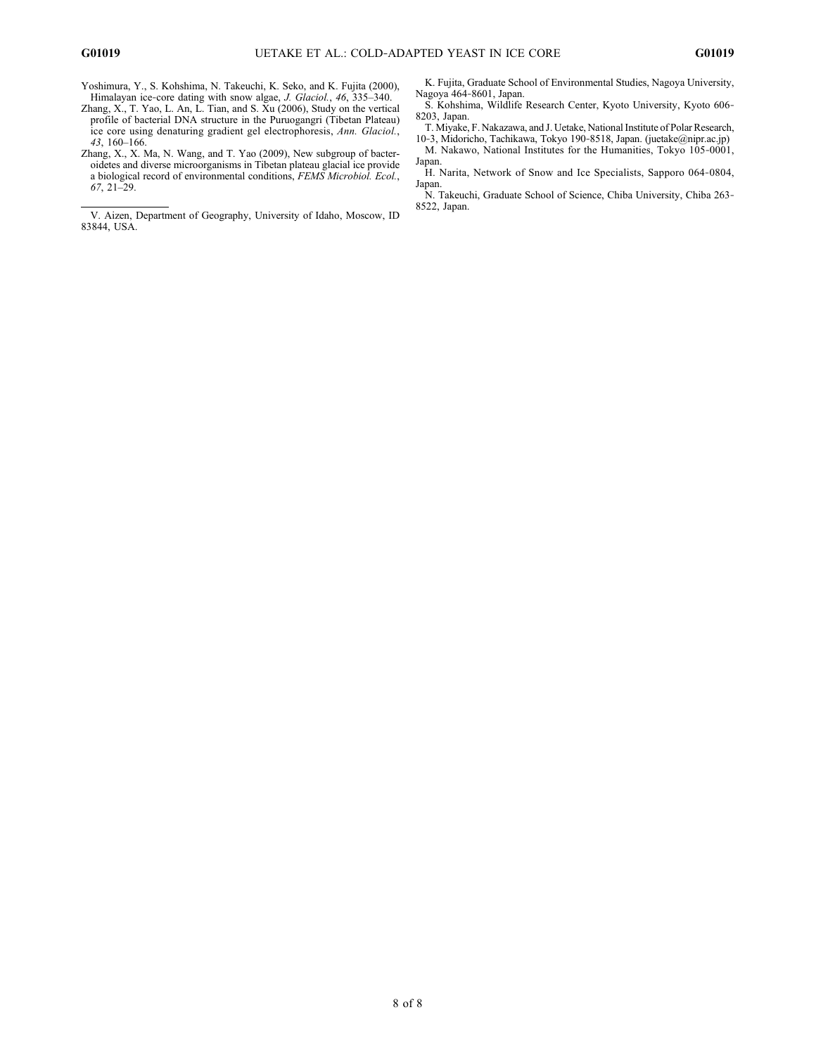Yoshimura, Y., S. Kohshima, N. Takeuchi, K. Seko, and K. Fujita (2000), Himalayan ice-core dating with snow algae, *J. Glaciol.*, *46*, 335–340.

Zhang, X., T. Yao, L. An, L. Tian, and S. Xu (2006), Study on the vertical profile of bacterial DNA structure in the Puruogangri (Tibetan Plateau) ice core using denaturing gradient gel electrophoresis, *Ann. Glaciol.*, *43*, 160–166.

Zhang, X., X. Ma, N. Wang, and T. Yao (2009), New subgroup of bacteroidetes and diverse microorganisms in Tibetan plateau glacial ice provide a biological record of environmental conditions, *FEMS Microbiol. Ecol.*, *67*, 21–29.

---

V. Aizen, Department of Geography, University of Idaho, Moscow, ID 83844, USA.

K. Fujita, Graduate School of Environmental Studies, Nagoya University, Nagoya 464-8601, Japan.

S. Kohshima, Wildlife Research Center, Kyoto University, Kyoto 606-8203, Japan.

T. Miyake, F. Nakazawa, and J. Uetake, National Institute of Polar Research, 10-3, Midoricho, Tachikawa, Tokyo 190-8518, Japan. (juetake@nipr.ac.jp)

M. Nakawo, National Institutes for the Humanities, Tokyo 105-0001, Japan.

H. Narita, Network of Snow and Ice Specialists, Sapporo 064-0804, Japan.

N. Takeuchi, Graduate School of Science, Chiba University, Chiba 263-8522, Japan.